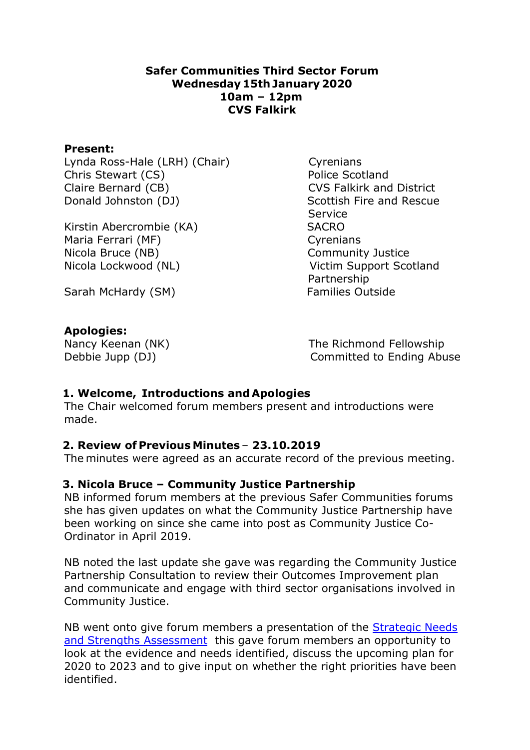# Safer Communities Third Sector Forum
**Wednesday 15th January 2020**
**10am – 12pm**
**CVS Falkirk**

**Present:**

| | |
|---|---|
| Lynda Ross-Hale (LRH) (Chair) | Cyrenians |
| Chris Stewart (CS) | Police Scotland |
| Claire Bernard (CB) | CVS Falkirk and District |
| Donald Johnston (DJ) | Scottish Fire and Rescue Service |
| Kirstin Abercrombie (KA) | SACRO |
| Maria Ferrari (MF) | Cyrenians |
| Nicola Bruce (NB) | Community Justice |
| Nicola Lockwood (NL) | Victim Support Scotland Partnership |
| Sarah McHardy (SM) | Families Outside |

**Apologies:**

| | |
|---|---|
| Nancy Keenan (NK) | The Richmond Fellowship |
| Debbie Jupp (DJ) | Committed to Ending Abuse |

## 1. Welcome, Introductions and Apologies

The Chair welcomed forum members present and introductions were made.

## 2. Review of Previous Minutes – 23.10.2019

The minutes were agreed as an accurate record of the previous meeting.

## 3. Nicola Bruce – Community Justice Partnership

NB informed forum members at the previous Safer Communities forums she has given updates on what the Community Justice Partnership have been working on since she came into post as Community Justice Co-Ordinator in April 2019.

NB noted the last update she gave was regarding the Community Justice Partnership Consultation to review their Outcomes Improvement plan and communicate and engage with third sector organisations involved in Community Justice.

NB went onto give forum members a presentation of the Strategic Needs and Strengths Assessment this gave forum members an opportunity to look at the evidence and needs identified, discuss the upcoming plan for 2020 to 2023 and to give input on whether the right priorities have been identified.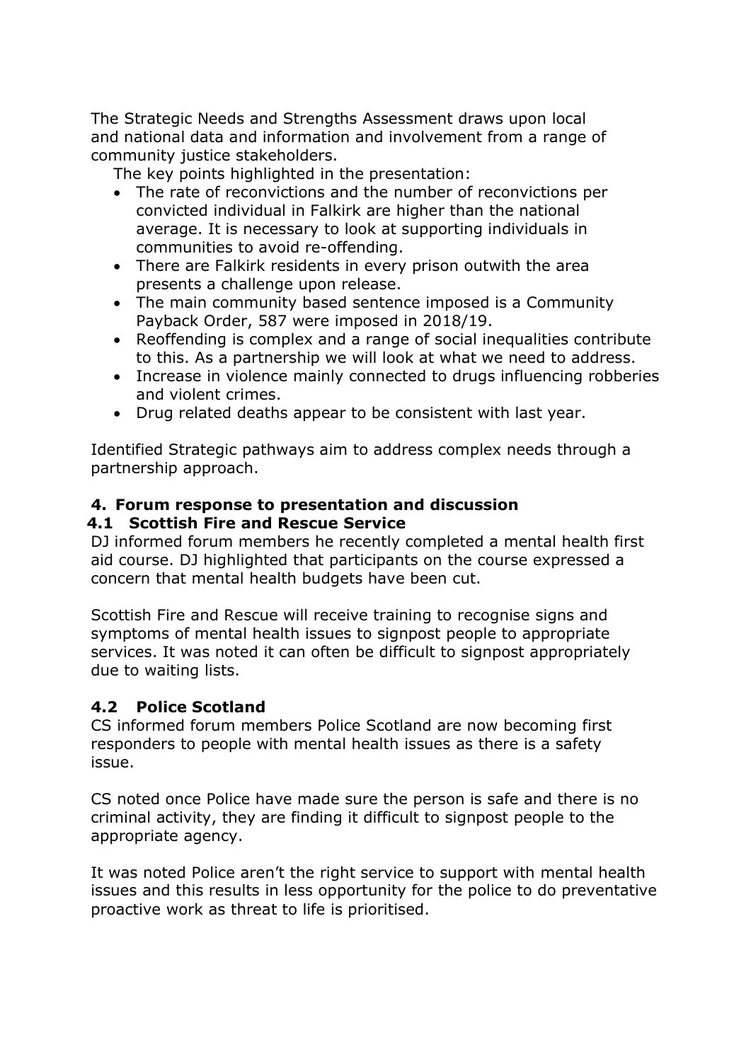The Strategic Needs and Strengths Assessment draws upon local and national data and information and involvement from a range of community justice stakeholders.

The key points highlighted in the presentation:

- The rate of reconvictions and the number of reconvictions per convicted individual in Falkirk are higher than the national average. It is necessary to look at supporting individuals in communities to avoid re-offending.
- There are Falkirk residents in every prison outwith the area presents a challenge upon release.
- The main community based sentence imposed is a Community Payback Order, 587 were imposed in 2018/19.
- Reoffending is complex and a range of social inequalities contribute to this. As a partnership we will look at what we need to address.
- Increase in violence mainly connected to drugs influencing robberies and violent crimes.
- Drug related deaths appear to be consistent with last year.

Identified Strategic pathways aim to address complex needs through a partnership approach.

## 4. Forum response to presentation and discussion

### 4.1 Scottish Fire and Rescue Service

DJ informed forum members he recently completed a mental health first aid course. DJ highlighted that participants on the course expressed a concern that mental health budgets have been cut.

Scottish Fire and Rescue will receive training to recognise signs and symptoms of mental health issues to signpost people to appropriate services. It was noted it can often be difficult to signpost appropriately due to waiting lists.

### 4.2 Police Scotland

CS informed forum members Police Scotland are now becoming first responders to people with mental health issues as there is a safety issue.

CS noted once Police have made sure the person is safe and there is no criminal activity, they are finding it difficult to signpost people to the appropriate agency.

It was noted Police aren't the right service to support with mental health issues and this results in less opportunity for the police to do preventative proactive work as threat to life is prioritised.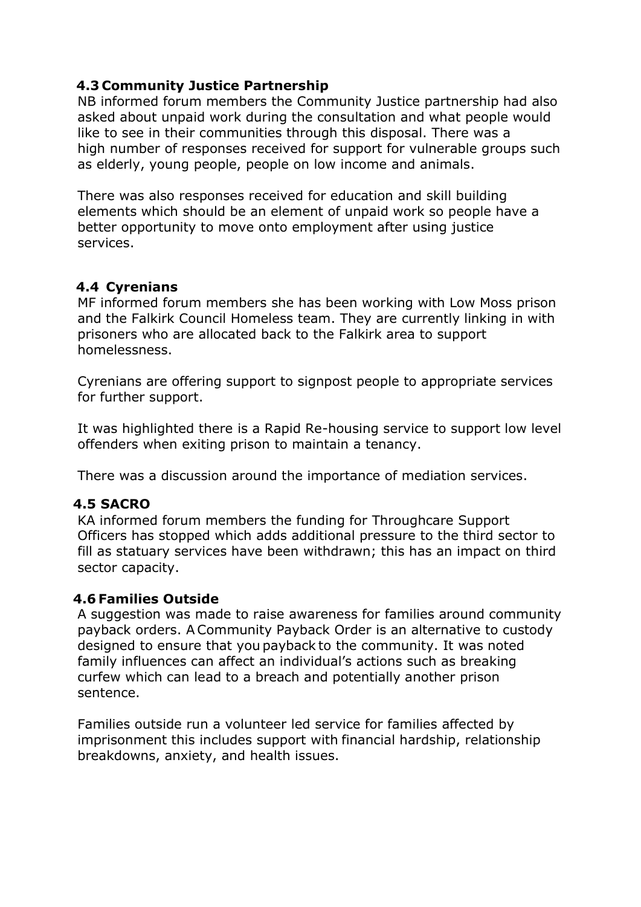### 4.3 Community Justice Partnership

NB informed forum members the Community Justice partnership had also asked about unpaid work during the consultation and what people would like to see in their communities through this disposal. There was a high number of responses received for support for vulnerable groups such as elderly, young people, people on low income and animals.

There was also responses received for education and skill building elements which should be an element of unpaid work so people have a better opportunity to move onto employment after using justice services.

### 4.4 Cyrenians

MF informed forum members she has been working with Low Moss prison and the Falkirk Council Homeless team. They are currently linking in with prisoners who are allocated back to the Falkirk area to support homelessness.

Cyrenians are offering support to signpost people to appropriate services for further support.

It was highlighted there is a Rapid Re-housing service to support low level offenders when exiting prison to maintain a tenancy.

There was a discussion around the importance of mediation services.

### 4.5 SACRO

KA informed forum members the funding for Throughcare Support Officers has stopped which adds additional pressure to the third sector to fill as statuary services have been withdrawn; this has an impact on third sector capacity.

### 4.6 Families Outside

A suggestion was made to raise awareness for families around community payback orders. A Community Payback Order is an alternative to custody designed to ensure that you payback to the community. It was noted family influences can affect an individual's actions such as breaking curfew which can lead to a breach and potentially another prison sentence.

Families outside run a volunteer led service for families affected by imprisonment this includes support with financial hardship, relationship breakdowns, anxiety, and health issues.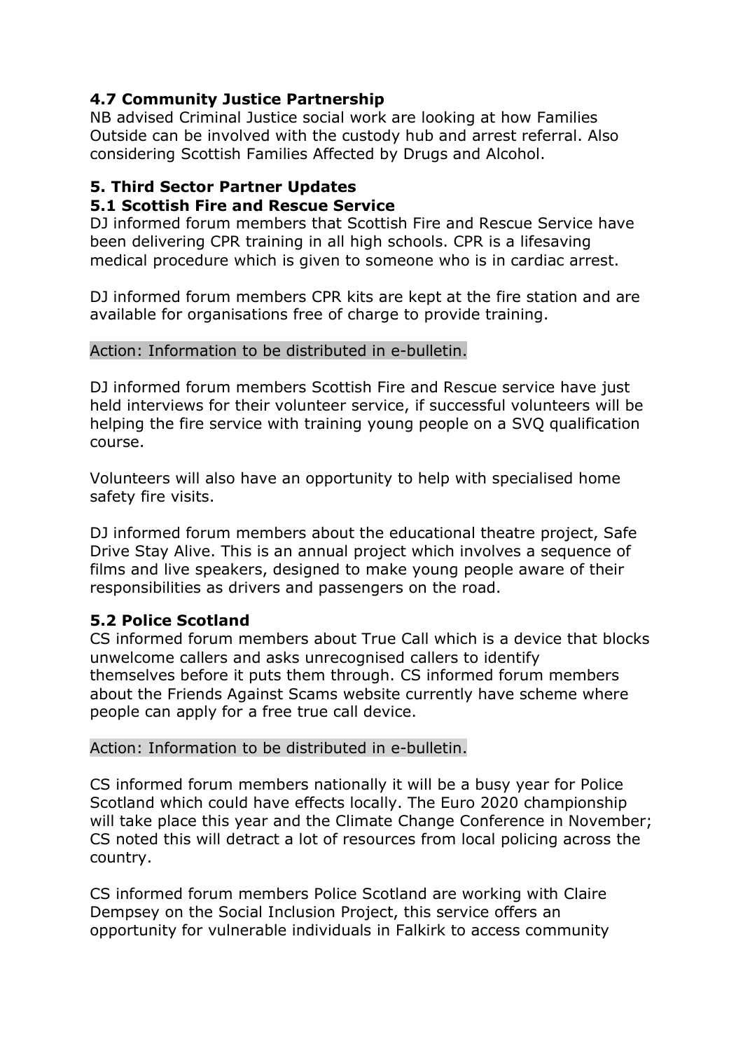### 4.7 Community Justice Partnership

NB advised Criminal Justice social work are looking at how Families Outside can be involved with the custody hub and arrest referral. Also considering Scottish Families Affected by Drugs and Alcohol.

## 5. Third Sector Partner Updates

### 5.1 Scottish Fire and Rescue Service

DJ informed forum members that Scottish Fire and Rescue Service have been delivering CPR training in all high schools. CPR is a lifesaving medical procedure which is given to someone who is in cardiac arrest.

DJ informed forum members CPR kits are kept at the fire station and are available for organisations free of charge to provide training.

Action: Information to be distributed in e-bulletin.

DJ informed forum members Scottish Fire and Rescue service have just held interviews for their volunteer service, if successful volunteers will be helping the fire service with training young people on a SVQ qualification course.

Volunteers will also have an opportunity to help with specialised home safety fire visits.

DJ informed forum members about the educational theatre project, Safe Drive Stay Alive. This is an annual project which involves a sequence of films and live speakers, designed to make young people aware of their responsibilities as drivers and passengers on the road.

### 5.2 Police Scotland

CS informed forum members about True Call which is a device that blocks unwelcome callers and asks unrecognised callers to identify themselves before it puts them through. CS informed forum members about the Friends Against Scams website currently have scheme where people can apply for a free true call device.

Action: Information to be distributed in e-bulletin.

CS informed forum members nationally it will be a busy year for Police Scotland which could have effects locally. The Euro 2020 championship will take place this year and the Climate Change Conference in November; CS noted this will detract a lot of resources from local policing across the country.

CS informed forum members Police Scotland are working with Claire Dempsey on the Social Inclusion Project, this service offers an opportunity for vulnerable individuals in Falkirk to access community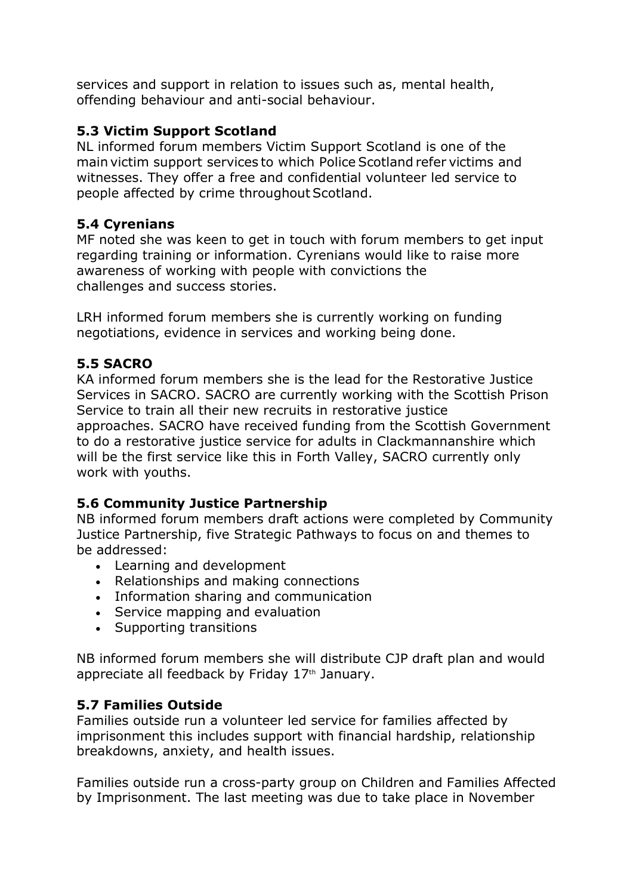services and support in relation to issues such as, mental health, offending behaviour and anti-social behaviour.

**5.3 Victim Support Scotland**

NL informed forum members Victim Support Scotland is one of the main victim support services to which Police Scotland refer victims and witnesses. They offer a free and confidential volunteer led service to people affected by crime throughout Scotland.

**5.4 Cyrenians**

MF noted she was keen to get in touch with forum members to get input regarding training or information. Cyrenians would like to raise more awareness of working with people with convictions the challenges and success stories.

LRH informed forum members she is currently working on funding negotiations, evidence in services and working being done.

**5.5 SACRO**

KA informed forum members she is the lead for the Restorative Justice Services in SACRO. SACRO are currently working with the Scottish Prison Service to train all their new recruits in restorative justice approaches. SACRO have received funding from the Scottish Government to do a restorative justice service for adults in Clackmannanshire which will be the first service like this in Forth Valley, SACRO currently only work with youths.

**5.6 Community Justice Partnership**

NB informed forum members draft actions were completed by Community Justice Partnership, five Strategic Pathways to focus on and themes to be addressed:

- Learning and development
- Relationships and making connections
- Information sharing and communication
- Service mapping and evaluation
- Supporting transitions

NB informed forum members she will distribute CJP draft plan and would appreciate all feedback by Friday 17th January.

**5.7 Families Outside**

Families outside run a volunteer led service for families affected by imprisonment this includes support with financial hardship, relationship breakdowns, anxiety, and health issues.

Families outside run a cross-party group on Children and Families Affected by Imprisonment. The last meeting was due to take place in November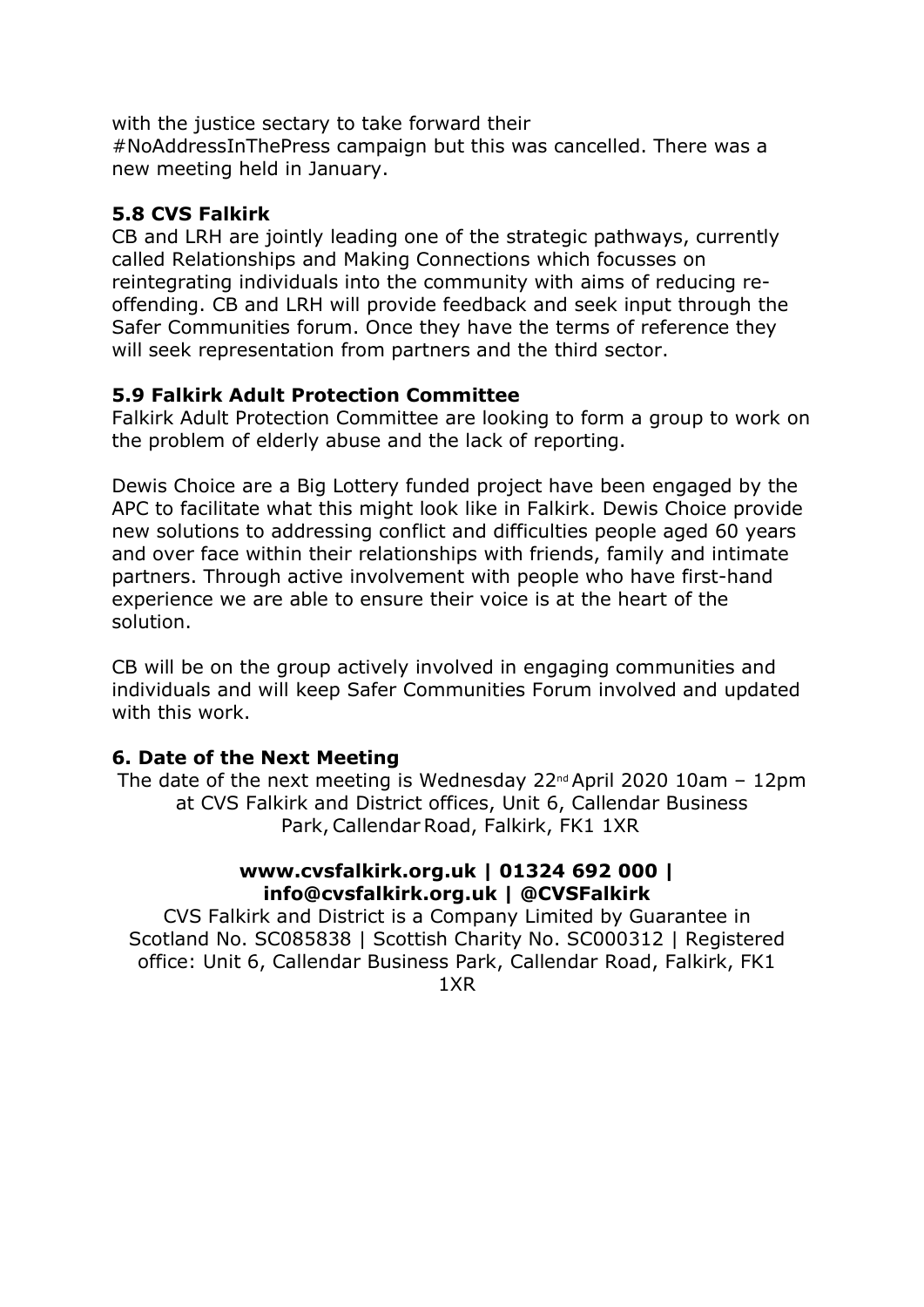with the justice sectary to take forward their #NoAddressInThePress campaign but this was cancelled. There was a new meeting held in January.

### 5.8 CVS Falkirk

CB and LRH are jointly leading one of the strategic pathways, currently called Relationships and Making Connections which focusses on reintegrating individuals into the community with aims of reducing re-offending. CB and LRH will provide feedback and seek input through the Safer Communities forum. Once they have the terms of reference they will seek representation from partners and the third sector.

### 5.9 Falkirk Adult Protection Committee

Falkirk Adult Protection Committee are looking to form a group to work on the problem of elderly abuse and the lack of reporting.

Dewis Choice are a Big Lottery funded project have been engaged by the APC to facilitate what this might look like in Falkirk. Dewis Choice provide new solutions to addressing conflict and difficulties people aged 60 years and over face within their relationships with friends, family and intimate partners. Through active involvement with people who have first-hand experience we are able to ensure their voice is at the heart of the solution.

CB will be on the group actively involved in engaging communities and individuals and will keep Safer Communities Forum involved and updated with this work.

## 6. Date of the Next Meeting

The date of the next meeting is Wednesday 22nd April 2020 10am – 12pm at CVS Falkirk and District offices, Unit 6, Callendar Business Park, Callendar Road, Falkirk, FK1 1XR

**www.cvsfalkirk.org.uk | 01324 692 000 | info@cvsfalkirk.org.uk | @CVSFalkirk**

CVS Falkirk and District is a Company Limited by Guarantee in Scotland No. SC085838 | Scottish Charity No. SC000312 | Registered office: Unit 6, Callendar Business Park, Callendar Road, Falkirk, FK1 1XR